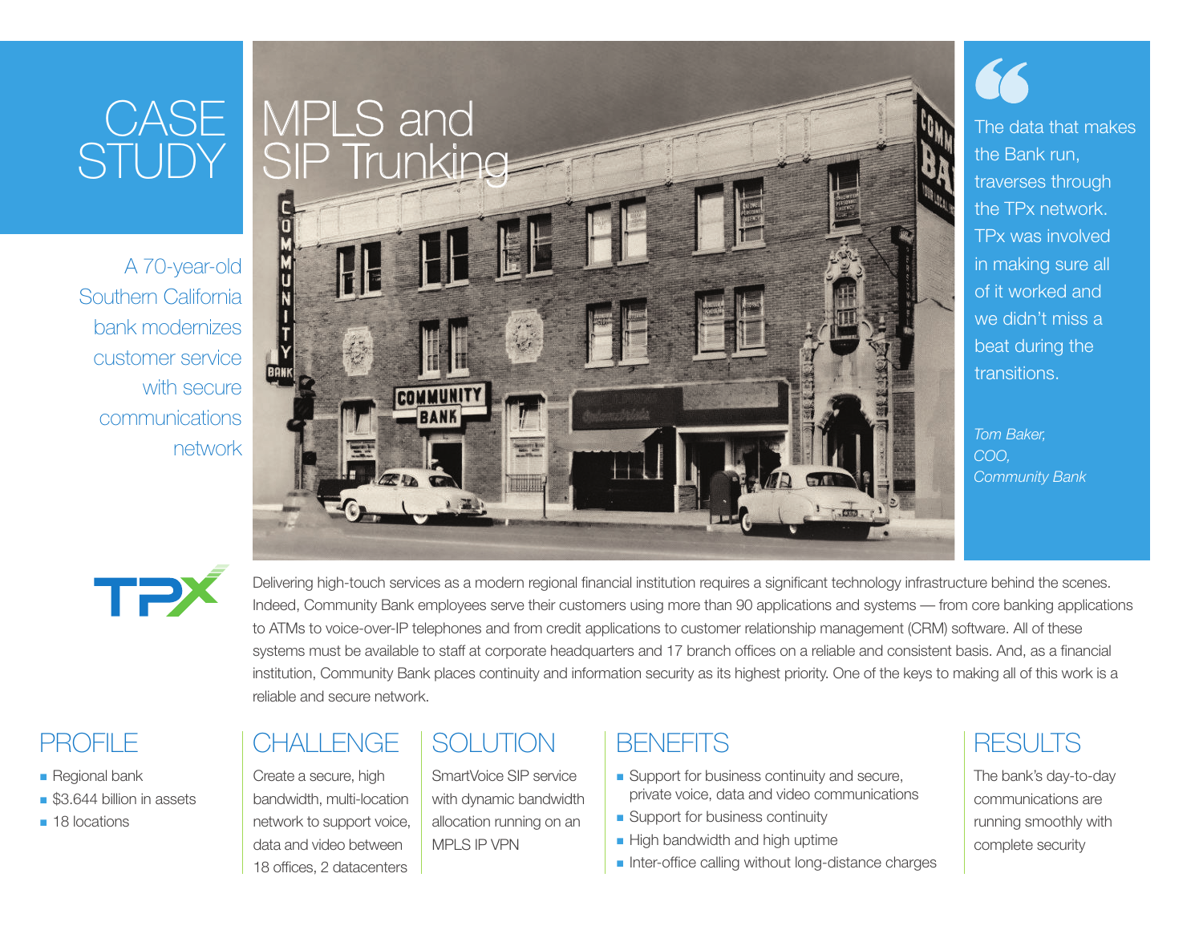# CASE STUDY

# MPLS and SIP Trunking

A 70-year-old Southern California bank modernizes customer service with secure communications network

> The data that makes the Bank run, traverses through the TPx network. TPx was involved in making sure all of it worked and we didn't miss a beat during the transitions.
>
> *Tom Baker, COO, Community Bank*

TPX

Delivering high-touch services as a modern regional financial institution requires a significant technology infrastructure behind the scenes. Indeed, Community Bank employees serve their customers using more than 90 applications and systems — from core banking applications to ATMs to voice-over-IP telephones and from credit applications to customer relationship management (CRM) software. All of these systems must be available to staff at corporate headquarters and 17 branch offices on a reliable and consistent basis. And, as a financial institution, Community Bank places continuity and information security as its highest priority. One of the keys to making all of this work is a reliable and secure network.

## PROFILE

- Regional bank
- $3.644 billion in assets
- 18 locations

## CHALLENGE

Create a secure, high bandwidth, multi-location network to support voice, data and video between 18 offices, 2 datacenters

## SOLUTION

SmartVoice SIP service with dynamic bandwidth allocation running on an MPLS IP VPN

## BENEFITS

- Support for business continuity and secure, private voice, data and video communications
- Support for business continuity
- High bandwidth and high uptime
- Inter-office calling without long-distance charges

## RESULTS

The bank's day-to-day communications are running smoothly with complete security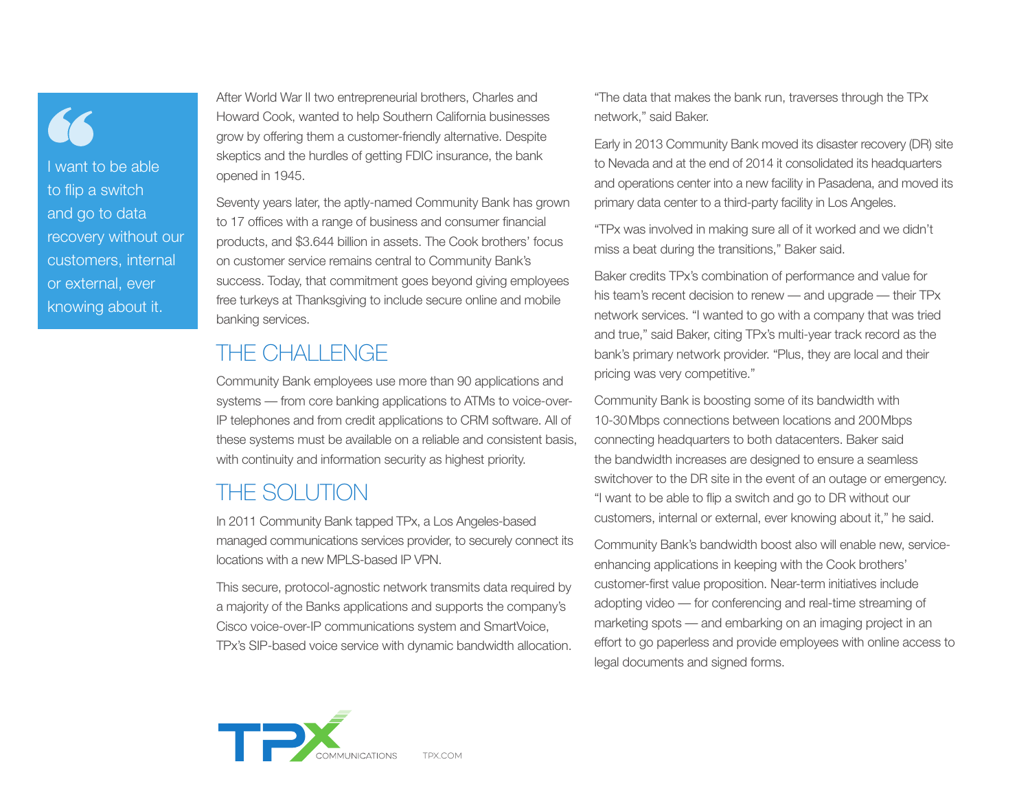> I want to be able to flip a switch and go to data recovery without our customers, internal or external, ever knowing about it.

After World War II two entrepreneurial brothers, Charles and Howard Cook, wanted to help Southern California businesses grow by offering them a customer-friendly alternative. Despite skeptics and the hurdles of getting FDIC insurance, the bank opened in 1945.

Seventy years later, the aptly-named Community Bank has grown to 17 offices with a range of business and consumer financial products, and $3.644 billion in assets. The Cook brothers' focus on customer service remains central to Community Bank's success. Today, that commitment goes beyond giving employees free turkeys at Thanksgiving to include secure online and mobile banking services.

## THE CHALLENGE

Community Bank employees use more than 90 applications and systems — from core banking applications to ATMs to voice-over-IP telephones and from credit applications to CRM software. All of these systems must be available on a reliable and consistent basis, with continuity and information security as highest priority.

## THE SOLUTION

In 2011 Community Bank tapped TPx, a Los Angeles-based managed communications services provider, to securely connect its locations with a new MPLS-based IP VPN.

This secure, protocol-agnostic network transmits data required by a majority of the Banks applications and supports the company's Cisco voice-over-IP communications system and SmartVoice, TPx's SIP-based voice service with dynamic bandwidth allocation.

"The data that makes the bank run, traverses through the TPx network," said Baker.

Early in 2013 Community Bank moved its disaster recovery (DR) site to Nevada and at the end of 2014 it consolidated its headquarters and operations center into a new facility in Pasadena, and moved its primary data center to a third-party facility in Los Angeles.

"TPx was involved in making sure all of it worked and we didn't miss a beat during the transitions," Baker said.

Baker credits TPx's combination of performance and value for his team's recent decision to renew — and upgrade — their TPx network services. "I wanted to go with a company that was tried and true," said Baker, citing TPx's multi-year track record as the bank's primary network provider. "Plus, they are local and their pricing was very competitive."

Community Bank is boosting some of its bandwidth with 10-30 Mbps connections between locations and 200 Mbps connecting headquarters to both datacenters. Baker said the bandwidth increases are designed to ensure a seamless switchover to the DR site in the event of an outage or emergency. "I want to be able to flip a switch and go to DR without our customers, internal or external, ever knowing about it," he said.

Community Bank's bandwidth boost also will enable new, service-enhancing applications in keeping with the Cook brothers' customer-first value proposition. Near-term initiatives include adopting video — for conferencing and real-time streaming of marketing spots — and embarking on an imaging project in an effort to go paperless and provide employees with online access to legal documents and signed forms.

TPX COMMUNICATIONS

TPX.COM